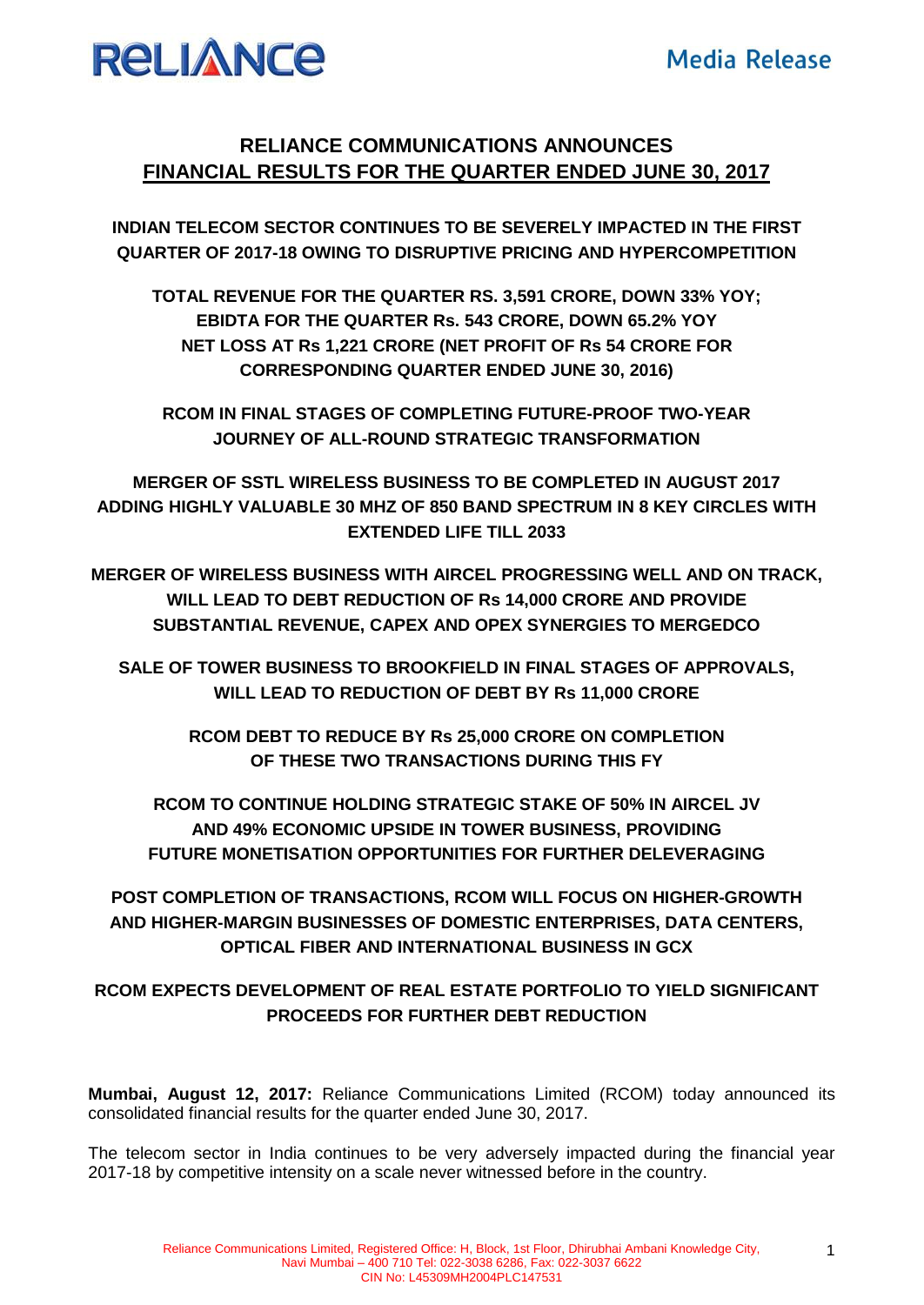**Media Release**

# RELIANCE COMMUNICATIONS ANNOUNCES FINANCIAL RESULTS FOR THE QUARTER ENDED JUNE 30, 2017

**INDIAN TELECOM SECTOR CONTINUES TO BE SEVERELY IMPACTED IN THE FIRST QUARTER OF 2017-18 OWING TO DISRUPTIVE PRICING AND HYPERCOMPETITION**

**TOTAL REVENUE FOR THE QUARTER RS. 3,591 CRORE, DOWN 33% YOY; EBIDTA FOR THE QUARTER Rs. 543 CRORE, DOWN 65.2% YOY NET LOSS AT Rs 1,221 CRORE (NET PROFIT OF Rs 54 CRORE FOR CORRESPONDING QUARTER ENDED JUNE 30, 2016)**

**RCOM IN FINAL STAGES OF COMPLETING FUTURE-PROOF TWO-YEAR JOURNEY OF ALL-ROUND STRATEGIC TRANSFORMATION**

**MERGER OF SSTL WIRELESS BUSINESS TO BE COMPLETED IN AUGUST 2017 ADDING HIGHLY VALUABLE 30 MHZ OF 850 BAND SPECTRUM IN 8 KEY CIRCLES WITH EXTENDED LIFE TILL 2033**

**MERGER OF WIRELESS BUSINESS WITH AIRCEL PROGRESSING WELL AND ON TRACK, WILL LEAD TO DEBT REDUCTION OF Rs 14,000 CRORE AND PROVIDE SUBSTANTIAL REVENUE, CAPEX AND OPEX SYNERGIES TO MERGEDCO**

**SALE OF TOWER BUSINESS TO BROOKFIELD IN FINAL STAGES OF APPROVALS, WILL LEAD TO REDUCTION OF DEBT BY Rs 11,000 CRORE**

**RCOM DEBT TO REDUCE BY Rs 25,000 CRORE ON COMPLETION OF THESE TWO TRANSACTIONS DURING THIS FY**

**RCOM TO CONTINUE HOLDING STRATEGIC STAKE OF 50% IN AIRCEL JV AND 49% ECONOMIC UPSIDE IN TOWER BUSINESS, PROVIDING FUTURE MONETISATION OPPORTUNITIES FOR FURTHER DELEVERAGING**

**POST COMPLETION OF TRANSACTIONS, RCOM WILL FOCUS ON HIGHER-GROWTH AND HIGHER-MARGIN BUSINESSES OF DOMESTIC ENTERPRISES, DATA CENTERS, OPTICAL FIBER AND INTERNATIONAL BUSINESS IN GCX**

**RCOM EXPECTS DEVELOPMENT OF REAL ESTATE PORTFOLIO TO YIELD SIGNIFICANT PROCEEDS FOR FURTHER DEBT REDUCTION**

**Mumbai, August 12, 2017:** Reliance Communications Limited (RCOM) today announced its consolidated financial results for the quarter ended June 30, 2017.

The telecom sector in India continues to be very adversely impacted during the financial year 2017-18 by competitive intensity on a scale never witnessed before in the country.

Reliance Communications Limited, Registered Office: H, Block, 1st Floor, Dhirubhai Ambani Knowledge City, Navi Mumbai – 400 710 Tel: 022-3038 6286, Fax: 022-3037 6622
CIN No: L45309MH2004PLC147531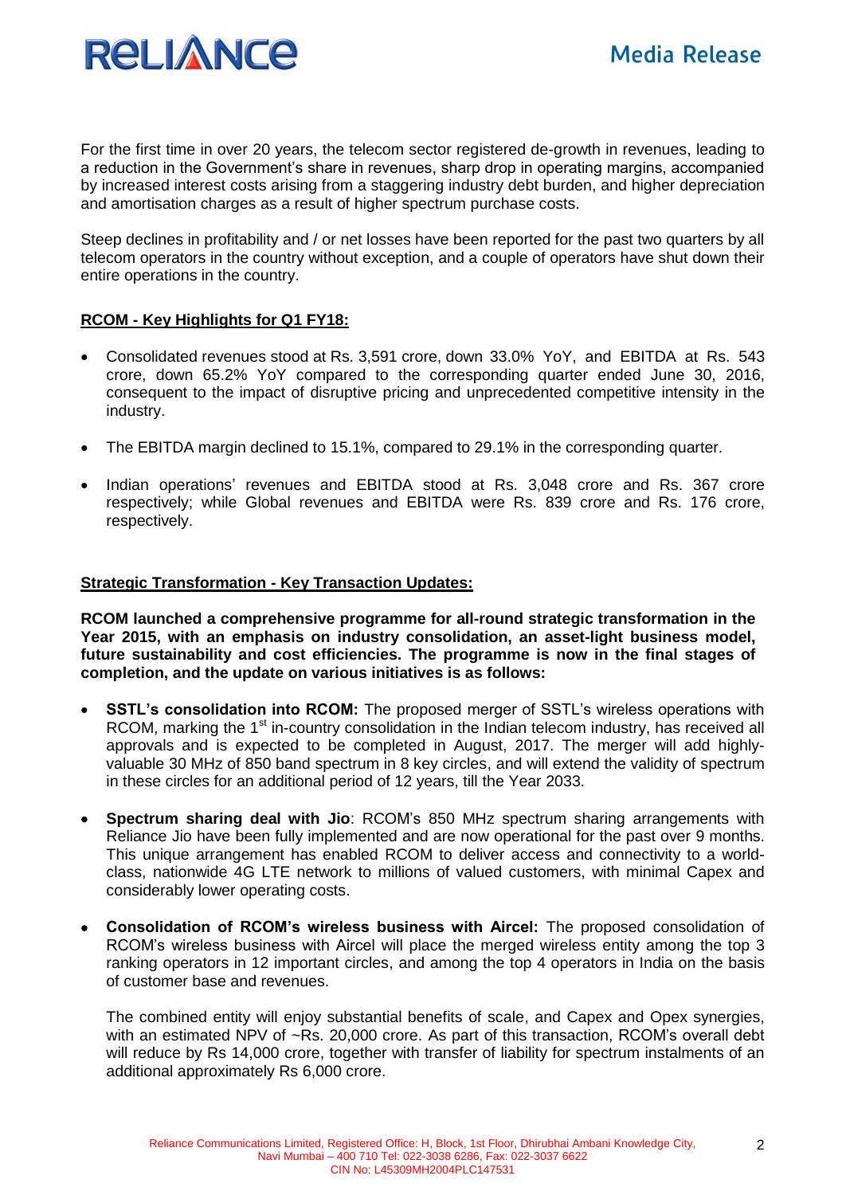For the first time in over 20 years, the telecom sector registered de-growth in revenues, leading to a reduction in the Government's share in revenues, sharp drop in operating margins, accompanied by increased interest costs arising from a staggering industry debt burden, and higher depreciation and amortisation charges as a result of higher spectrum purchase costs.

Steep declines in profitability and / or net losses have been reported for the past two quarters by all telecom operators in the country without exception, and a couple of operators have shut down their entire operations in the country.

**RCOM - Key Highlights for Q1 FY18:**

- Consolidated revenues stood at Rs. 3,591 crore, down 33.0% YoY, and EBITDA at Rs. 543 crore, down 65.2% YoY compared to the corresponding quarter ended June 30, 2016, consequent to the impact of disruptive pricing and unprecedented competitive intensity in the industry.

- The EBITDA margin declined to 15.1%, compared to 29.1% in the corresponding quarter.

- Indian operations' revenues and EBITDA stood at Rs. 3,048 crore and Rs. 367 crore respectively; while Global revenues and EBITDA were Rs. 839 crore and Rs. 176 crore, respectively.

**Strategic Transformation - Key Transaction Updates:**

**RCOM launched a comprehensive programme for all-round strategic transformation in the Year 2015, with an emphasis on industry consolidation, an asset-light business model, future sustainability and cost efficiencies. The programme is now in the final stages of completion, and the update on various initiatives is as follows:**

- **SSTL's consolidation into RCOM:** The proposed merger of SSTL's wireless operations with RCOM, marking the 1st in-country consolidation in the Indian telecom industry, has received all approvals and is expected to be completed in August, 2017. The merger will add highly-valuable 30 MHz of 850 band spectrum in 8 key circles, and will extend the validity of spectrum in these circles for an additional period of 12 years, till the Year 2033.

- **Spectrum sharing deal with Jio**: RCOM's 850 MHz spectrum sharing arrangements with Reliance Jio have been fully implemented and are now operational for the past over 9 months. This unique arrangement has enabled RCOM to deliver access and connectivity to a world-class, nationwide 4G LTE network to millions of valued customers, with minimal Capex and considerably lower operating costs.

- **Consolidation of RCOM's wireless business with Aircel:** The proposed consolidation of RCOM's wireless business with Aircel will place the merged wireless entity among the top 3 ranking operators in 12 important circles, and among the top 4 operators in India on the basis of customer base and revenues.

  The combined entity will enjoy substantial benefits of scale, and Capex and Opex synergies, with an estimated NPV of ~Rs. 20,000 crore. As part of this transaction, RCOM's overall debt will reduce by Rs 14,000 crore, together with transfer of liability for spectrum instalments of an additional approximately Rs 6,000 crore.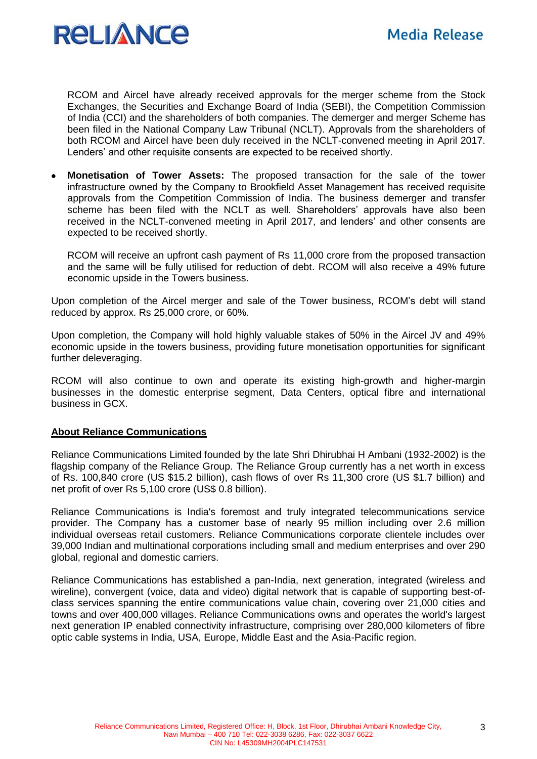RCOM and Aircel have already received approvals for the merger scheme from the Stock Exchanges, the Securities and Exchange Board of India (SEBI), the Competition Commission of India (CCI) and the shareholders of both companies. The demerger and merger Scheme has been filed in the National Company Law Tribunal (NCLT). Approvals from the shareholders of both RCOM and Aircel have been duly received in the NCLT-convened meeting in April 2017. Lenders' and other requisite consents are expected to be received shortly.

- **Monetisation of Tower Assets:** The proposed transaction for the sale of the tower infrastructure owned by the Company to Brookfield Asset Management has received requisite approvals from the Competition Commission of India. The business demerger and transfer scheme has been filed with the NCLT as well. Shareholders' approvals have also been received in the NCLT-convened meeting in April 2017, and lenders' and other consents are expected to be received shortly.

  RCOM will receive an upfront cash payment of Rs 11,000 crore from the proposed transaction and the same will be fully utilised for reduction of debt. RCOM will also receive a 49% future economic upside in the Towers business.

Upon completion of the Aircel merger and sale of the Tower business, RCOM's debt will stand reduced by approx. Rs 25,000 crore, or 60%.

Upon completion, the Company will hold highly valuable stakes of 50% in the Aircel JV and 49% economic upside in the towers business, providing future monetisation opportunities for significant further deleveraging.

RCOM will also continue to own and operate its existing high-growth and higher-margin businesses in the domestic enterprise segment, Data Centers, optical fibre and international business in GCX.

## About Reliance Communications

Reliance Communications Limited founded by the late Shri Dhirubhai H Ambani (1932-2002) is the flagship company of the Reliance Group. The Reliance Group currently has a net worth in excess of Rs. 100,840 crore (US $15.2 billion), cash flows of over Rs 11,300 crore (US $1.7 billion) and net profit of over Rs 5,100 crore (US$ 0.8 billion).

Reliance Communications is India's foremost and truly integrated telecommunications service provider. The Company has a customer base of nearly 95 million including over 2.6 million individual overseas retail customers. Reliance Communications corporate clientele includes over 39,000 Indian and multinational corporations including small and medium enterprises and over 290 global, regional and domestic carriers.

Reliance Communications has established a pan-India, next generation, integrated (wireless and wireline), convergent (voice, data and video) digital network that is capable of supporting best-of-class services spanning the entire communications value chain, covering over 21,000 cities and towns and over 400,000 villages. Reliance Communications owns and operates the world's largest next generation IP enabled connectivity infrastructure, comprising over 280,000 kilometers of fibre optic cable systems in India, USA, Europe, Middle East and the Asia-Pacific region.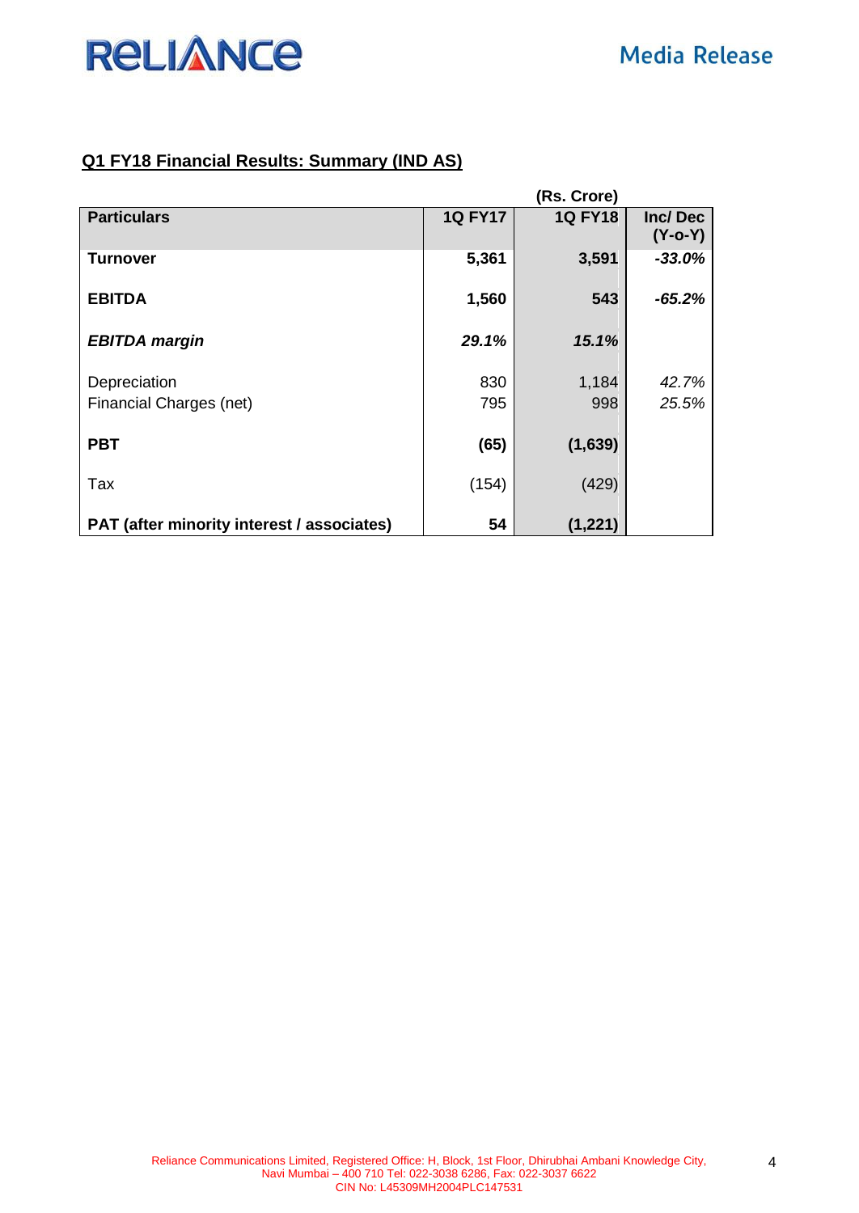## Q1 FY18 Financial Results: Summary (IND AS)

(Rs. Crore)

| Particulars | 1Q FY17 | 1Q FY18 | Inc/ Dec (Y-o-Y) |
|---|---|---|---|
| **Turnover** | **5,361** | **3,591** | ***-33.0%*** |
| **EBITDA** | **1,560** | **543** | ***-65.2%*** |
| ***EBITDA margin*** | ***29.1%*** | ***15.1%*** | |
| Depreciation | 830 | 1,184 | *42.7%* |
| Financial Charges (net) | 795 | 998 | *25.5%* |
| **PBT** | **(65)** | **(1,639)** | |
| Tax | (154) | (429) | |
| **PAT (after minority interest / associates)** | **54** | **(1,221)** | |

Reliance Communications Limited, Registered Office: H, Block, 1st Floor, Dhirubhai Ambani Knowledge City, Navi Mumbai – 400 710 Tel: 022-3038 6286, Fax: 022-3037 6622
CIN No: L45309MH2004PLC147531